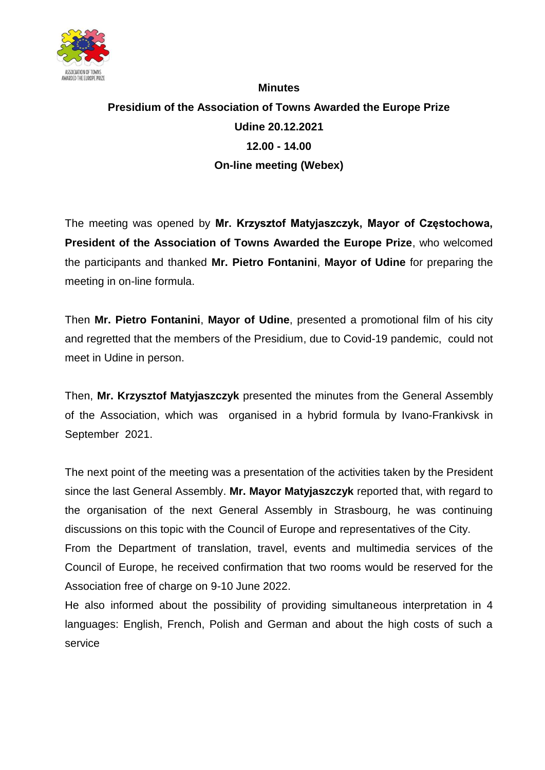**Minutes**

**Presidium of the Association of Towns Awarded the Europe Prize**

**Udine 20.12.2021**

**12.00 - 14.00**

**On-line meeting (Webex)**

The meeting was opened by **Mr. Krzysztof Matyjaszczyk, Mayor of Częstochowa, President of the Association of Towns Awarded the Europe Prize**, who welcomed the participants and thanked **Mr. Pietro Fontanini**, **Mayor of Udine** for preparing the meeting in on-line formula.

Then **Mr. Pietro Fontanini**, **Mayor of Udine**, presented a promotional film of his city and regretted that the members of the Presidium, due to Covid-19 pandemic, could not meet in Udine in person.

Then, **Mr. Krzysztof Matyjaszczyk** presented the minutes from the General Assembly of the Association, which was organised in a hybrid formula by Ivano-Frankivsk in September 2021.

The next point of the meeting was a presentation of the activities taken by the President since the last General Assembly. **Mr. Mayor Matyjaszczyk** reported that, with regard to the organisation of the next General Assembly in Strasbourg, he was continuing discussions on this topic with the Council of Europe and representatives of the City.
From the Department of translation, travel, events and multimedia services of the Council of Europe, he received confirmation that two rooms would be reserved for the Association free of charge on 9-10 June 2022.
He also informed about the possibility of providing simultaneous interpretation in 4 languages: English, French, Polish and German and about the high costs of such a service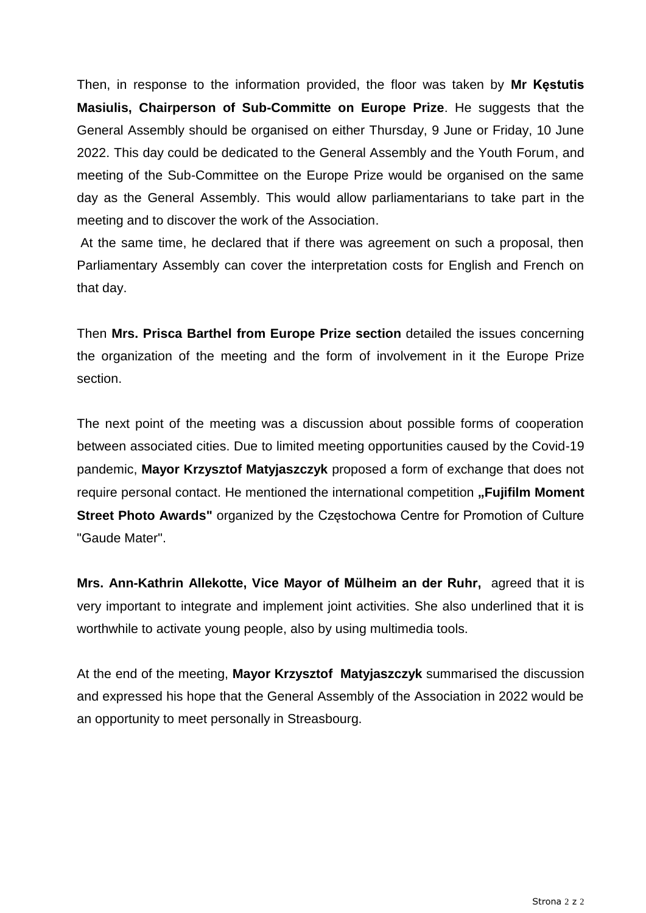Then, in response to the information provided, the floor was taken by **Mr Kęstutis Masiulis, Chairperson of Sub-Committe on Europe Prize**. He suggests that the General Assembly should be organised on either Thursday, 9 June or Friday, 10 June 2022. This day could be dedicated to the General Assembly and the Youth Forum, and meeting of the Sub-Committee on the Europe Prize would be organised on the same day as the General Assembly. This would allow parliamentarians to take part in the meeting and to discover the work of the Association.

At the same time, he declared that if there was agreement on such a proposal, then Parliamentary Assembly can cover the interpretation costs for English and French on that day.

Then **Mrs. Prisca Barthel from Europe Prize section** detailed the issues concerning the organization of the meeting and the form of involvement in it the Europe Prize section.

The next point of the meeting was a discussion about possible forms of cooperation between associated cities. Due to limited meeting opportunities caused by the Covid-19 pandemic, **Mayor Krzysztof Matyjaszczyk** proposed a form of exchange that does not require personal contact. He mentioned the international competition **„Fujifilm Moment Street Photo Awards"** organized by the Częstochowa Centre for Promotion of Culture "Gaude Mater".

**Mrs. Ann-Kathrin Allekotte, Vice Mayor of Mülheim an der Ruhr,** agreed that it is very important to integrate and implement joint activities. She also underlined that it is worthwhile to activate young people, also by using multimedia tools.

At the end of the meeting, **Mayor Krzysztof Matyjaszczyk** summarised the discussion and expressed his hope that the General Assembly of the Association in 2022 would be an opportunity to meet personally in Streasbourg.